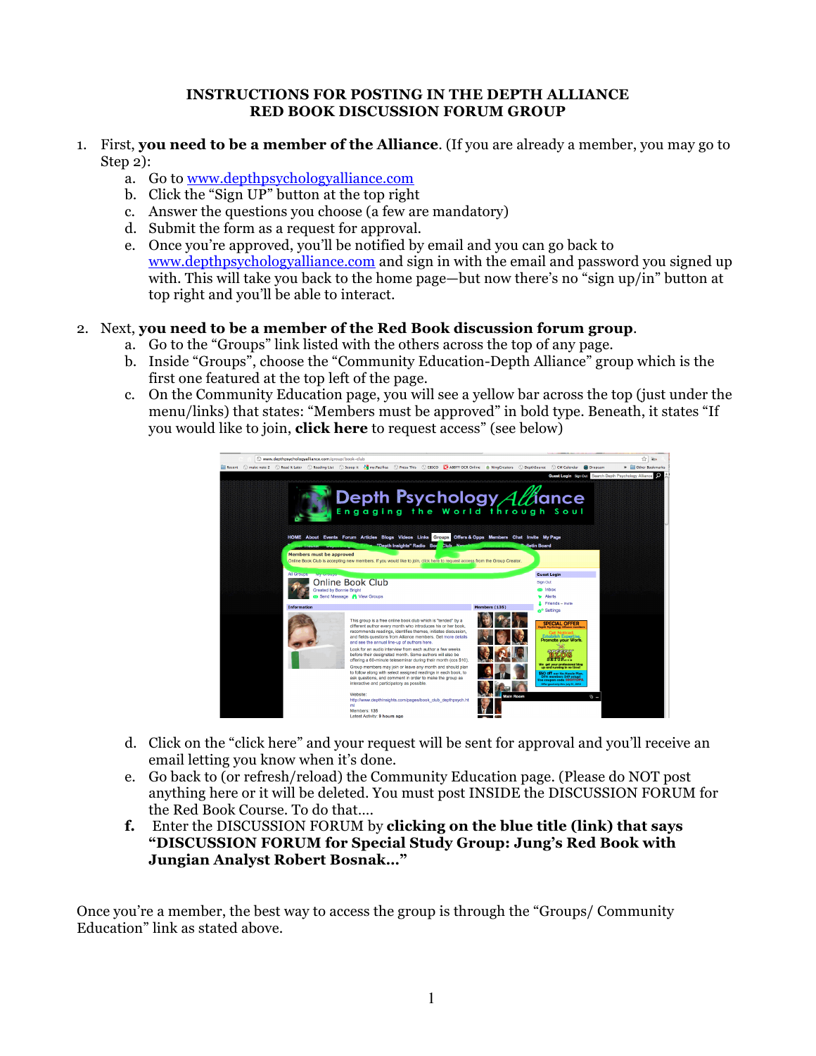# INSTRUCTIONS FOR POSTING IN THE DEPTH ALLIANCE RED BOOK DISCUSSION FORUM GROUP

1. First, **you need to be a member of the Alliance**. (If you are already a member, you may go to Step 2):
   a. Go to www.depthpsychologyalliance.com
   b. Click the "Sign UP" button at the top right
   c. Answer the questions you choose (a few are mandatory)
   d. Submit the form as a request for approval.
   e. Once you're approved, you'll be notified by email and you can go back to www.depthpsychologyalliance.com and sign in with the email and password you signed up with. This will take you back to the home page—but now there's no "sign up/in" button at top right and you'll be able to interact.

2. Next, **you need to be a member of the Red Book discussion forum group**.
   a. Go to the "Groups" link listed with the others across the top of any page.
   b. Inside "Groups", choose the "Community Education-Depth Alliance" group which is the first one featured at the top left of the page.
   c. On the Community Education page, you will see a yellow bar across the top (just under the menu/links) that states: "Members must be approved" in bold type. Beneath, it states "If you would like to join, **click here** to request access" (see below)
   d. Click on the "click here" and your request will be sent for approval and you'll receive an email letting you know when it's done.
   e. Go back to (or refresh/reload) the Community Education page. (Please do NOT post anything here or it will be deleted. You must post INSIDE the DISCUSSION FORUM for the Red Book Course. To do that....
   **f.** Enter the DISCUSSION FORUM by **clicking on the blue title (link) that says "DISCUSSION FORUM for Special Study Group: Jung's Red Book with Jungian Analyst Robert Bosnak..."**

Once you're a member, the best way to access the group is through the "Groups/ Community Education" link as stated above.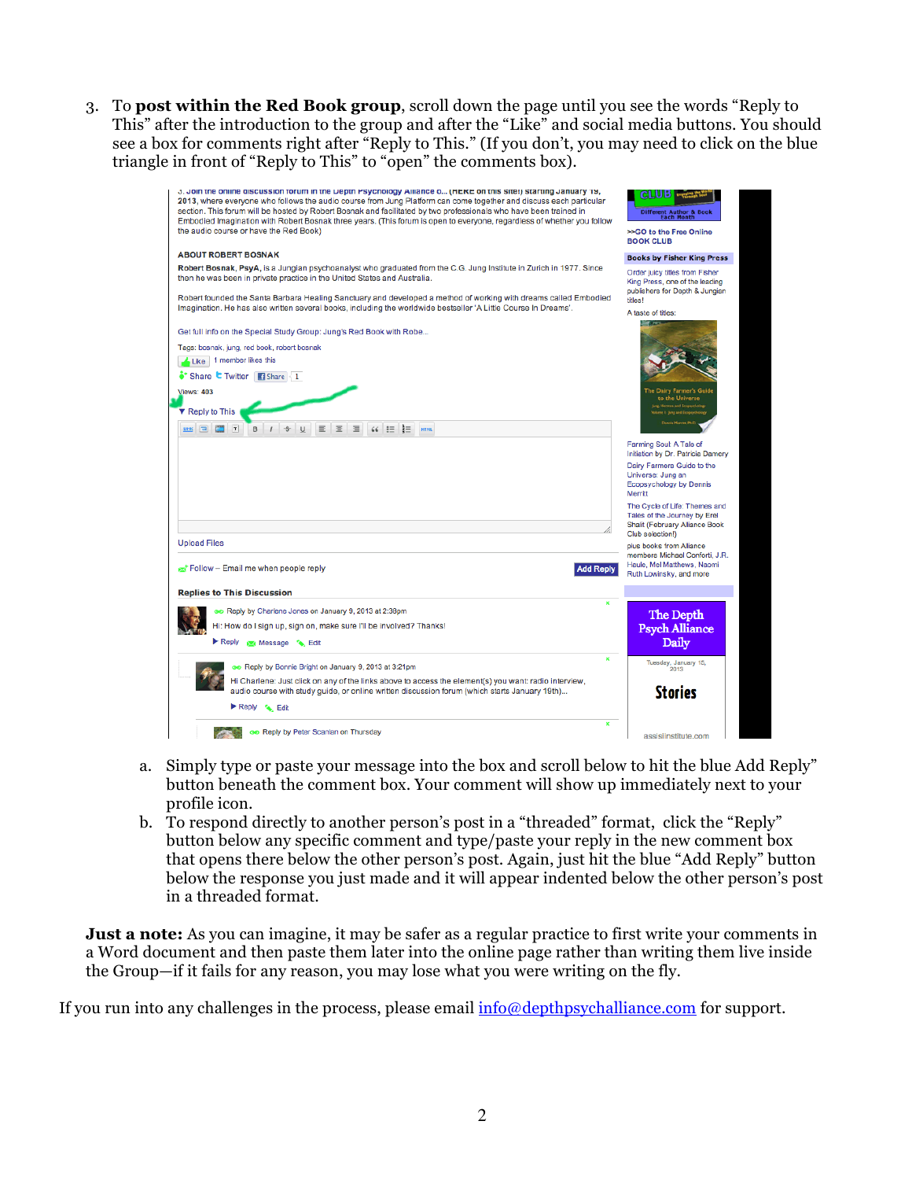3. To **post within the Red Book group**, scroll down the page until you see the words "Reply to This" after the introduction to the group and after the "Like" and social media buttons. You should see a box for comments right after "Reply to This." (If you don't, you may need to click on the blue triangle in front of "Reply to This" to "open" the comments box).

   a. Simply type or paste your message into the box and scroll below to hit the blue Add Reply" button beneath the comment box. Your comment will show up immediately next to your profile icon.
   b. To respond directly to another person's post in a "threaded" format, click the "Reply" button below any specific comment and type/paste your reply in the new comment box that opens there below the other person's post. Again, just hit the blue "Add Reply" button below the response you just made and it will appear indented below the other person's post in a threaded format.

**Just a note:** As you can imagine, it may be safer as a regular practice to first write your comments in a Word document and then paste them later into the online page rather than writing them live inside the Group—if it fails for any reason, you may lose what you were writing on the fly.

If you run into any challenges in the process, please email info@depthpsychalliance.com for support.